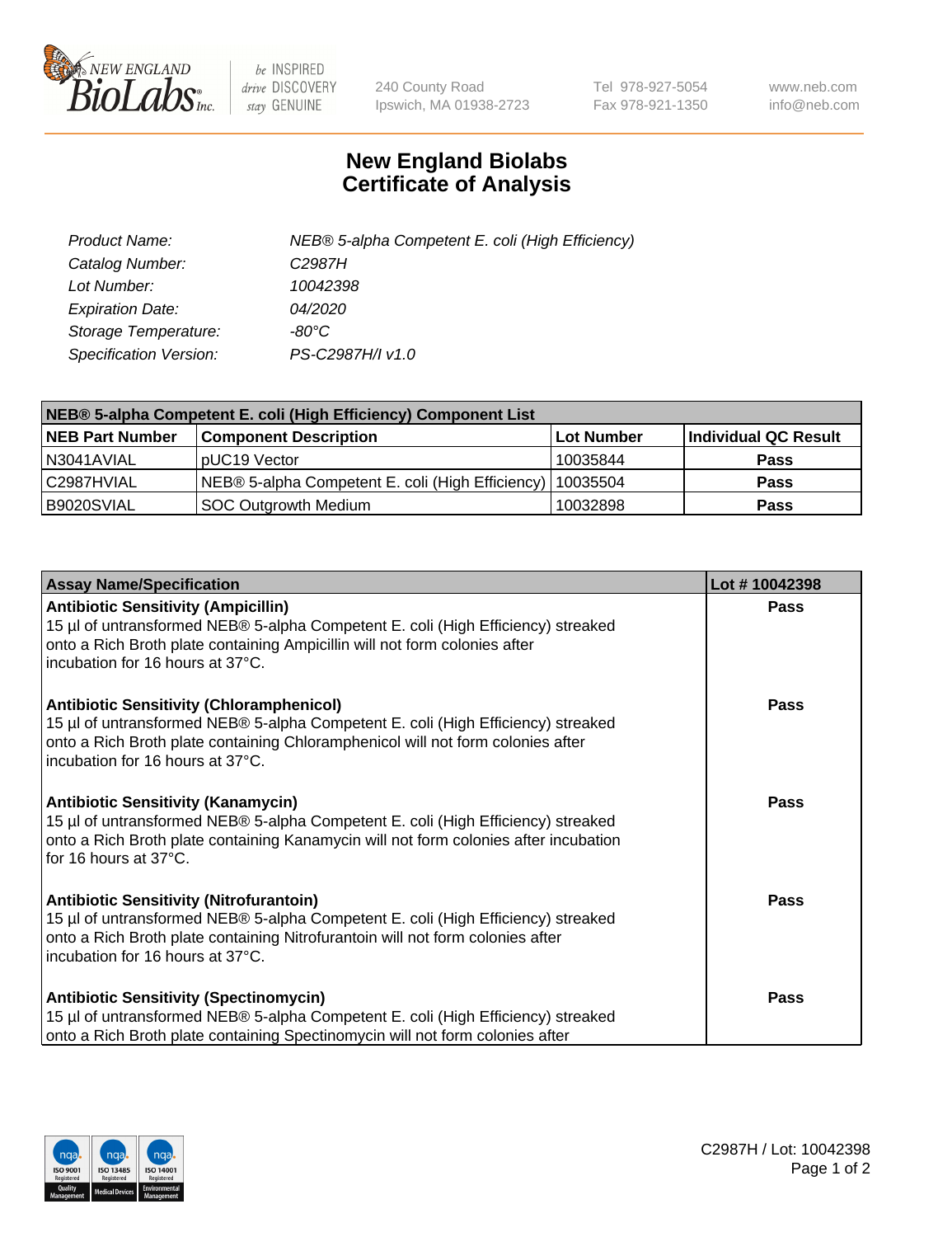# New England Biolabs
# Certificate of Analysis

| | |
|---|---|
| *Product Name:* | *NEB® 5-alpha Competent E. coli (High Efficiency)* |
| *Catalog Number:* | *C2987H* |
| *Lot Number:* | *10042398* |
| *Expiration Date:* | *04/2020* |
| *Storage Temperature:* | *-80°C* |
| *Specification Version:* | *PS-C2987H/I v1.0* |

| NEB® 5-alpha Competent E. coli (High Efficiency) Component List | | | |
|---|---|---|---|
| **NEB Part Number** | **Component Description** | **Lot Number** | **Individual QC Result** |
| N3041AVIAL | pUC19 Vector | 10035844 | **Pass** |
| C2987HVIAL | NEB® 5-alpha Competent E. coli (High Efficiency) | 10035504 | **Pass** |
| B9020SVIAL | SOC Outgrowth Medium | 10032898 | **Pass** |

| Assay Name/Specification | Lot # 10042398 |
|---|---|
| **Antibiotic Sensitivity (Ampicillin)**<br>15 µl of untransformed NEB® 5-alpha Competent E. coli (High Efficiency) streaked onto a Rich Broth plate containing Ampicillin will not form colonies after incubation for 16 hours at 37°C. | **Pass** |
| **Antibiotic Sensitivity (Chloramphenicol)**<br>15 µl of untransformed NEB® 5-alpha Competent E. coli (High Efficiency) streaked onto a Rich Broth plate containing Chloramphenicol will not form colonies after incubation for 16 hours at 37°C. | **Pass** |
| **Antibiotic Sensitivity (Kanamycin)**<br>15 µl of untransformed NEB® 5-alpha Competent E. coli (High Efficiency) streaked onto a Rich Broth plate containing Kanamycin will not form colonies after incubation for 16 hours at 37°C. | **Pass** |
| **Antibiotic Sensitivity (Nitrofurantoin)**<br>15 µl of untransformed NEB® 5-alpha Competent E. coli (High Efficiency) streaked onto a Rich Broth plate containing Nitrofurantoin will not form colonies after incubation for 16 hours at 37°C. | **Pass** |
| **Antibiotic Sensitivity (Spectinomycin)**<br>15 µl of untransformed NEB® 5-alpha Competent E. coli (High Efficiency) streaked onto a Rich Broth plate containing Spectinomycin will not form colonies after | **Pass** |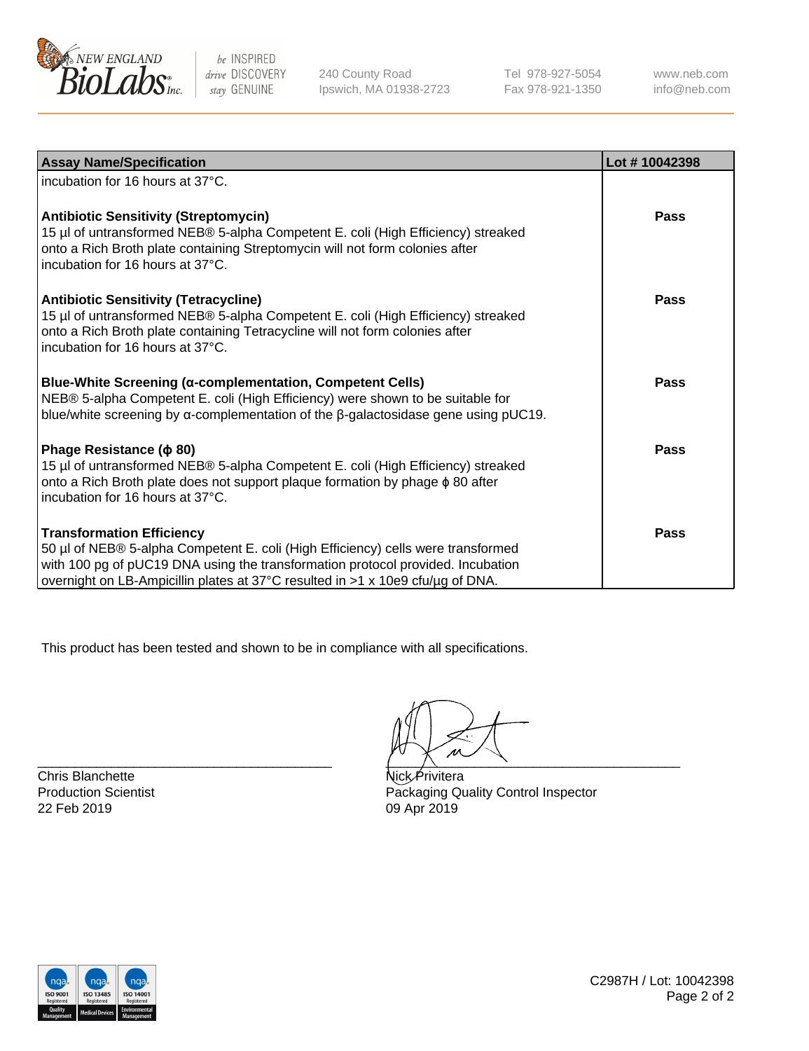| Assay Name/Specification | Lot # 10042398 |
|---|---|
| incubation for 16 hours at 37°C. | |
| **Antibiotic Sensitivity (Streptomycin)**<br>15 µl of untransformed NEB® 5-alpha Competent E. coli (High Efficiency) streaked onto a Rich Broth plate containing Streptomycin will not form colonies after incubation for 16 hours at 37°C. | **Pass** |
| **Antibiotic Sensitivity (Tetracycline)**<br>15 µl of untransformed NEB® 5-alpha Competent E. coli (High Efficiency) streaked onto a Rich Broth plate containing Tetracycline will not form colonies after incubation for 16 hours at 37°C. | **Pass** |
| **Blue-White Screening (α-complementation, Competent Cells)**<br>NEB® 5-alpha Competent E. coli (High Efficiency) were shown to be suitable for blue/white screening by α-complementation of the β-galactosidase gene using pUC19. | **Pass** |
| **Phage Resistance (ϕ 80)**<br>15 µl of untransformed NEB® 5-alpha Competent E. coli (High Efficiency) streaked onto a Rich Broth plate does not support plaque formation by phage ϕ 80 after incubation for 16 hours at 37°C. | **Pass** |
| **Transformation Efficiency**<br>50 µl of NEB® 5-alpha Competent E. coli (High Efficiency) cells were transformed with 100 pg of pUC19 DNA using the transformation protocol provided. Incubation overnight on LB-Ampicillin plates at 37°C resulted in >1 x 10e9 cfu/µg of DNA. | **Pass** |

This product has been tested and shown to be in compliance with all specifications.

Chris Blanchette
Production Scientist
22 Feb 2019

Nick Privitera
Packaging Quality Control Inspector
09 Apr 2019

C2987H / Lot: 10042398